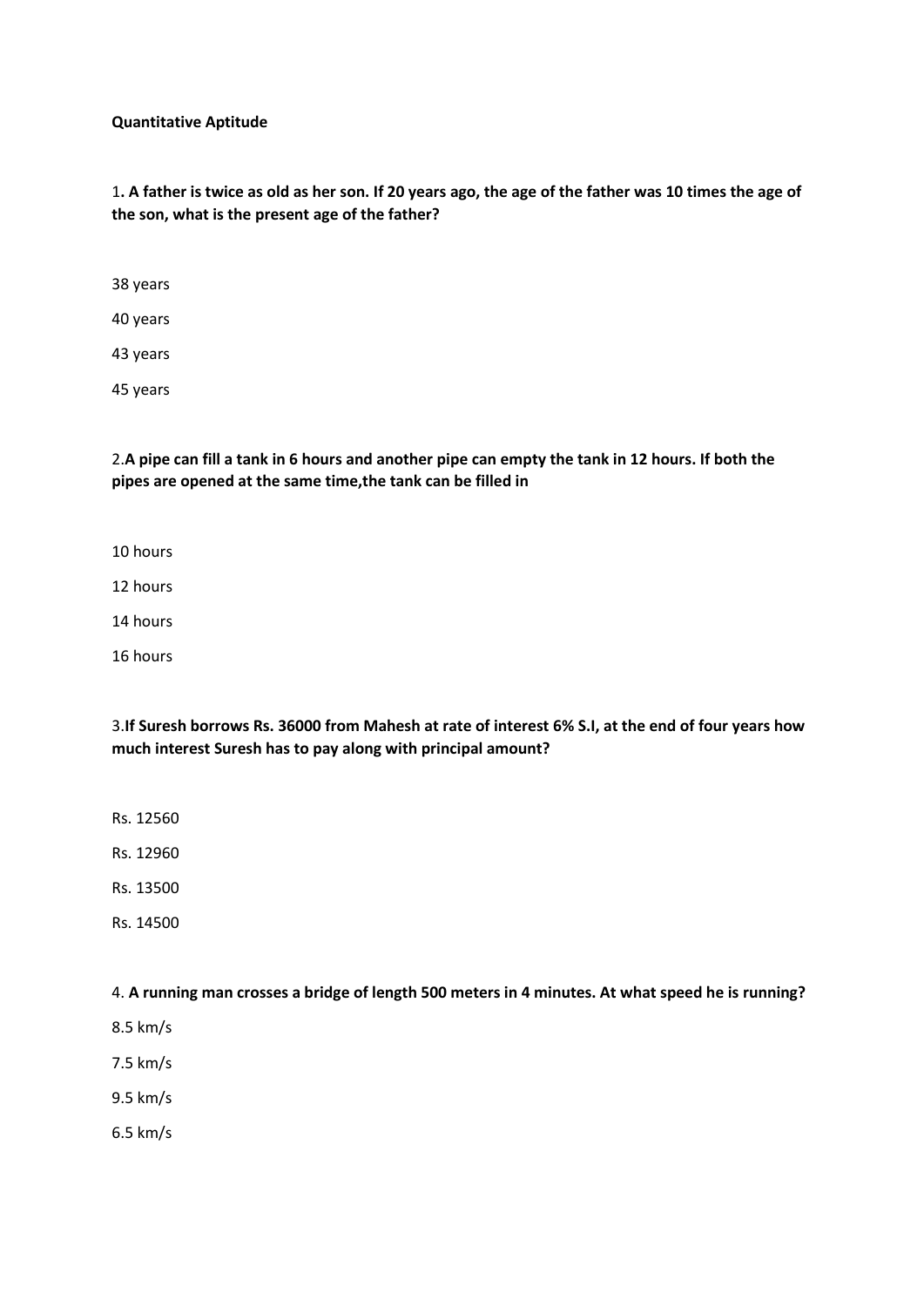**Quantitative Aptitude**

1**. A father is twice as old as her son. If 20 years ago, the age of the father was 10 times the age of the son, what is the present age of the father?**

38 years

40 years

43 years

45 years

2.**A pipe can fill a tank in 6 hours and another pipe can empty the tank in 12 hours. If both the pipes are opened at the same time,the tank can be filled in**

10 hours

12 hours

14 hours

16 hours

3.**If Suresh borrows Rs. 36000 from Mahesh at rate of interest 6% S.I, at the end of four years how much interest Suresh has to pay along with principal amount?**

Rs. 12560

Rs. 12960

Rs. 13500

Rs. 14500

4. **A running man crosses a bridge of length 500 meters in 4 minutes. At what speed he is running?**

8.5 km/s

7.5 km/s

9.5 km/s

6.5 km/s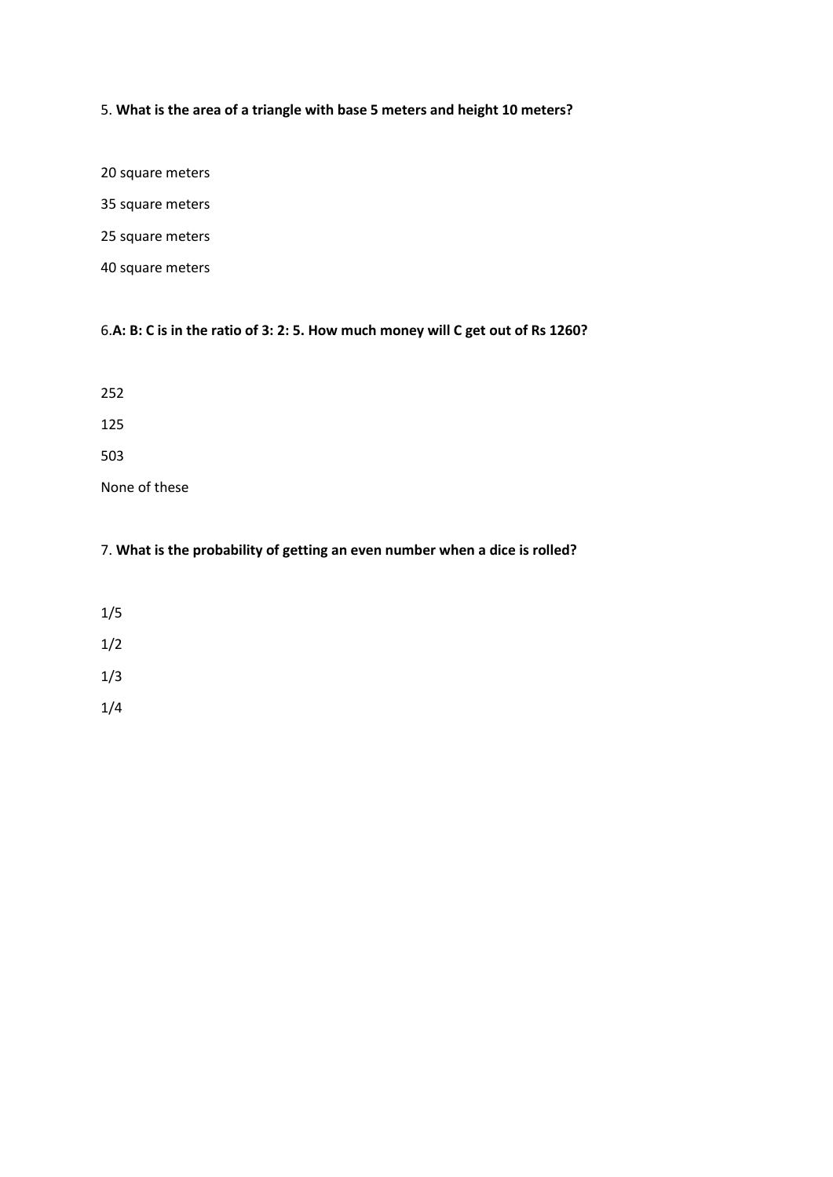5. **What is the area of a triangle with base 5 meters and height 10 meters?**

20 square meters

35 square meters

25 square meters

40 square meters

6.**A: B: C is in the ratio of 3: 2: 5. How much money will C get out of Rs 1260?**

252

125

503

None of these

7. **What is the probability of getting an even number when a dice is rolled?**

1/5

1/2

1/3

1/4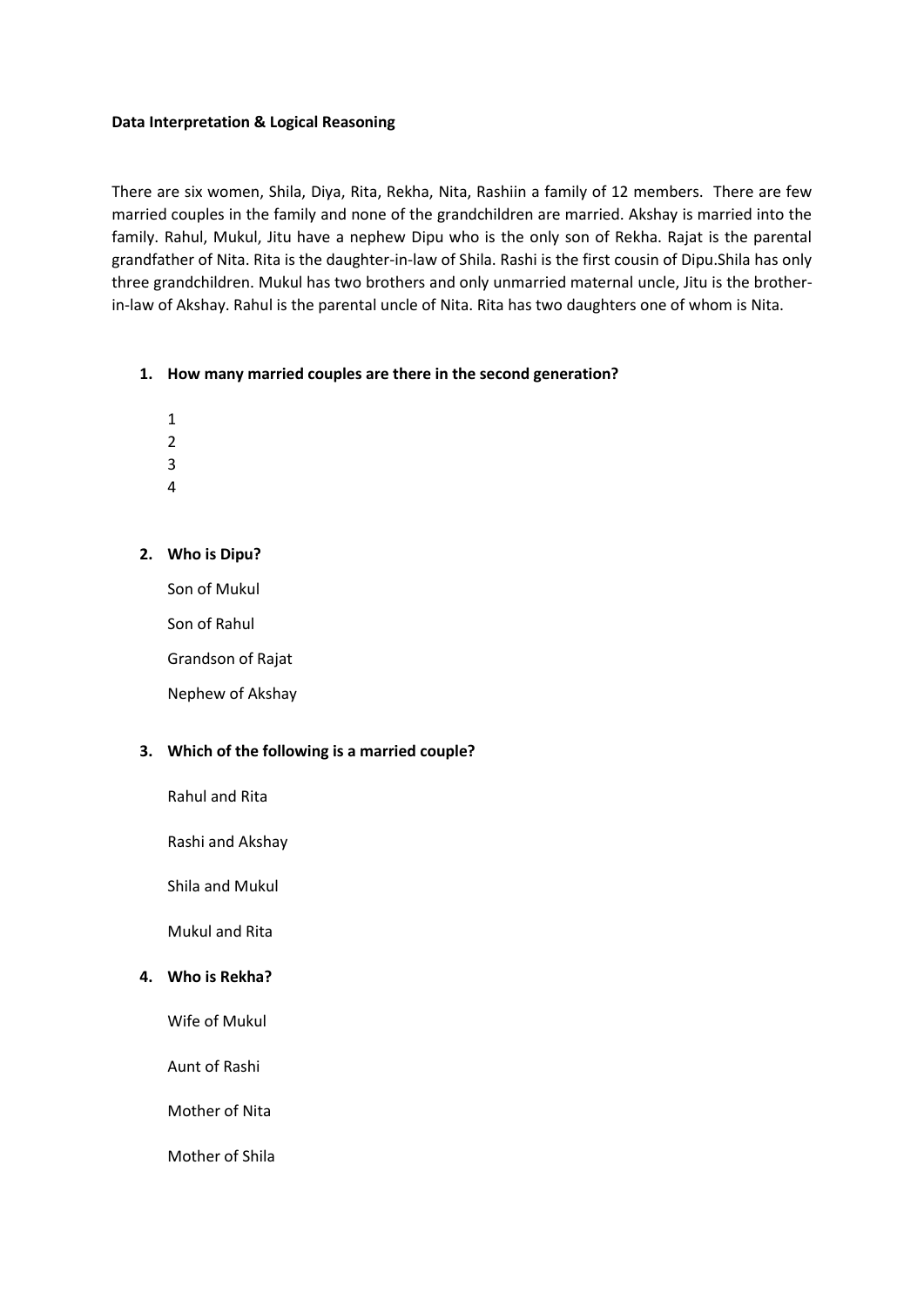**Data Interpretation & Logical Reasoning**

There are six women, Shila, Diya, Rita, Rekha, Nita, Rashiin a family of 12 members. There are few married couples in the family and none of the grandchildren are married. Akshay is married into the family. Rahul, Mukul, Jitu have a nephew Dipu who is the only son of Rekha. Rajat is the parental grandfather of Nita. Rita is the daughter-in-law of Shila. Rashi is the first cousin of Dipu.Shila has only three grandchildren. Mukul has two brothers and only unmarried maternal uncle, Jitu is the brother-in-law of Akshay. Rahul is the parental uncle of Nita. Rita has two daughters one of whom is Nita.

1. **How many married couples are there in the second generation?**

   1
   2
   3
   4

2. **Who is Dipu?**

   Son of Mukul

   Son of Rahul

   Grandson of Rajat

   Nephew of Akshay

3. **Which of the following is a married couple?**

   Rahul and Rita

   Rashi and Akshay

   Shila and Mukul

   Mukul and Rita

4. **Who is Rekha?**

   Wife of Mukul

   Aunt of Rashi

   Mother of Nita

   Mother of Shila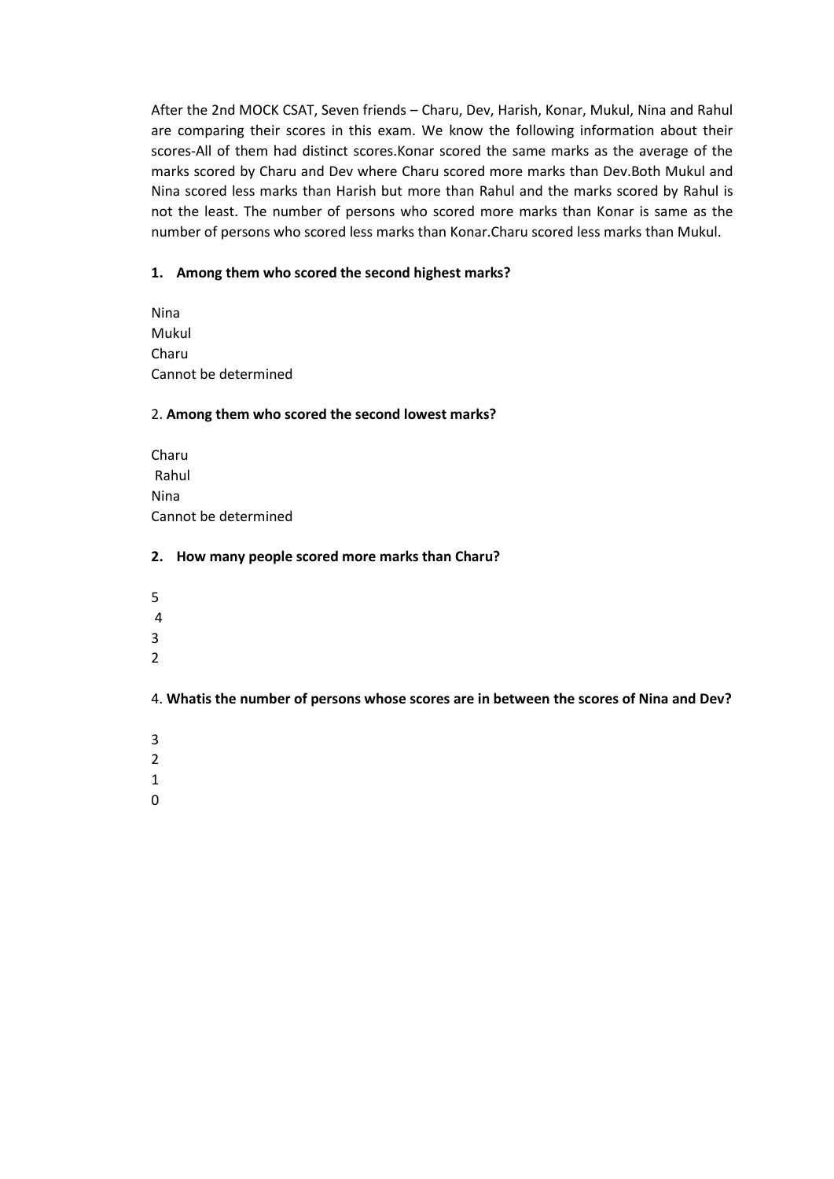After the 2nd MOCK CSAT, Seven friends – Charu, Dev, Harish, Konar, Mukul, Nina and Rahul are comparing their scores in this exam. We know the following information about their scores-All of them had distinct scores.Konar scored the same marks as the average of the marks scored by Charu and Dev where Charu scored more marks than Dev.Both Mukul and Nina scored less marks than Harish but more than Rahul and the marks scored by Rahul is not the least. The number of persons who scored more marks than Konar is same as the number of persons who scored less marks than Konar.Charu scored less marks than Mukul.

**1. Among them who scored the second highest marks?**

Nina
Mukul
Charu
Cannot be determined

2. **Among them who scored the second lowest marks?**

Charu
Rahul
Nina
Cannot be determined

**2. How many people scored more marks than Charu?**

5
4
3
2

4. **Whatis the number of persons whose scores are in between the scores of Nina and Dev?**

3
2
1
0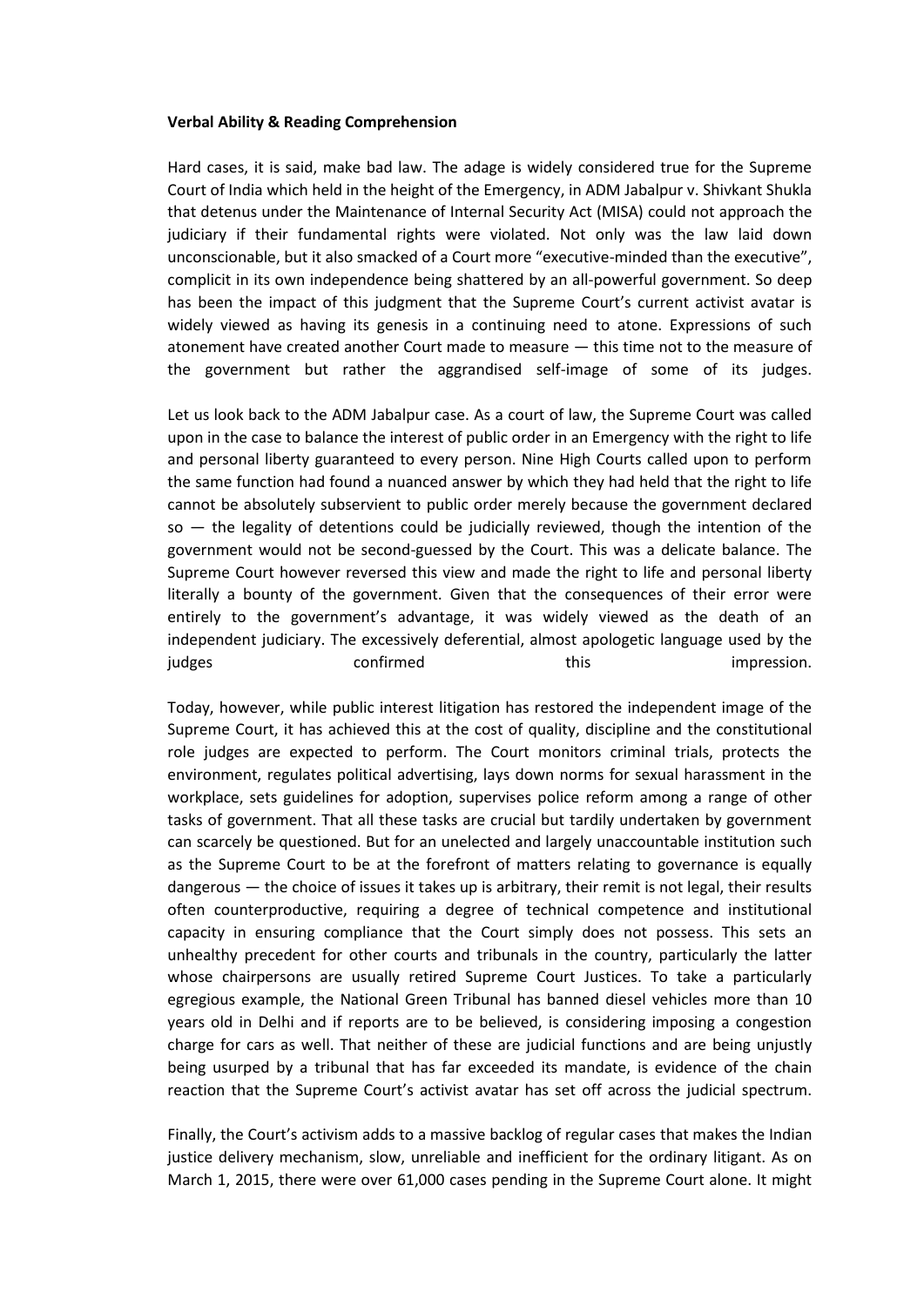**Verbal Ability & Reading Comprehension**

Hard cases, it is said, make bad law. The adage is widely considered true for the Supreme Court of India which held in the height of the Emergency, in ADM Jabalpur v. Shivkant Shukla that detenus under the Maintenance of Internal Security Act (MISA) could not approach the judiciary if their fundamental rights were violated. Not only was the law laid down unconscionable, but it also smacked of a Court more "executive-minded than the executive", complicit in its own independence being shattered by an all-powerful government. So deep has been the impact of this judgment that the Supreme Court's current activist avatar is widely viewed as having its genesis in a continuing need to atone. Expressions of such atonement have created another Court made to measure — this time not to the measure of the government but rather the aggrandised self-image of some of its judges.

Let us look back to the ADM Jabalpur case. As a court of law, the Supreme Court was called upon in the case to balance the interest of public order in an Emergency with the right to life and personal liberty guaranteed to every person. Nine High Courts called upon to perform the same function had found a nuanced answer by which they had held that the right to life cannot be absolutely subservient to public order merely because the government declared so — the legality of detentions could be judicially reviewed, though the intention of the government would not be second-guessed by the Court. This was a delicate balance. The Supreme Court however reversed this view and made the right to life and personal liberty literally a bounty of the government. Given that the consequences of their error were entirely to the government's advantage, it was widely viewed as the death of an independent judiciary. The excessively deferential, almost apologetic language used by the judges confirmed this impression.

Today, however, while public interest litigation has restored the independent image of the Supreme Court, it has achieved this at the cost of quality, discipline and the constitutional role judges are expected to perform. The Court monitors criminal trials, protects the environment, regulates political advertising, lays down norms for sexual harassment in the workplace, sets guidelines for adoption, supervises police reform among a range of other tasks of government. That all these tasks are crucial but tardily undertaken by government can scarcely be questioned. But for an unelected and largely unaccountable institution such as the Supreme Court to be at the forefront of matters relating to governance is equally dangerous — the choice of issues it takes up is arbitrary, their remit is not legal, their results often counterproductive, requiring a degree of technical competence and institutional capacity in ensuring compliance that the Court simply does not possess. This sets an unhealthy precedent for other courts and tribunals in the country, particularly the latter whose chairpersons are usually retired Supreme Court Justices. To take a particularly egregious example, the National Green Tribunal has banned diesel vehicles more than 10 years old in Delhi and if reports are to be believed, is considering imposing a congestion charge for cars as well. That neither of these are judicial functions and are being unjustly being usurped by a tribunal that has far exceeded its mandate, is evidence of the chain reaction that the Supreme Court's activist avatar has set off across the judicial spectrum.

Finally, the Court's activism adds to a massive backlog of regular cases that makes the Indian justice delivery mechanism, slow, unreliable and inefficient for the ordinary litigant. As on March 1, 2015, there were over 61,000 cases pending in the Supreme Court alone. It might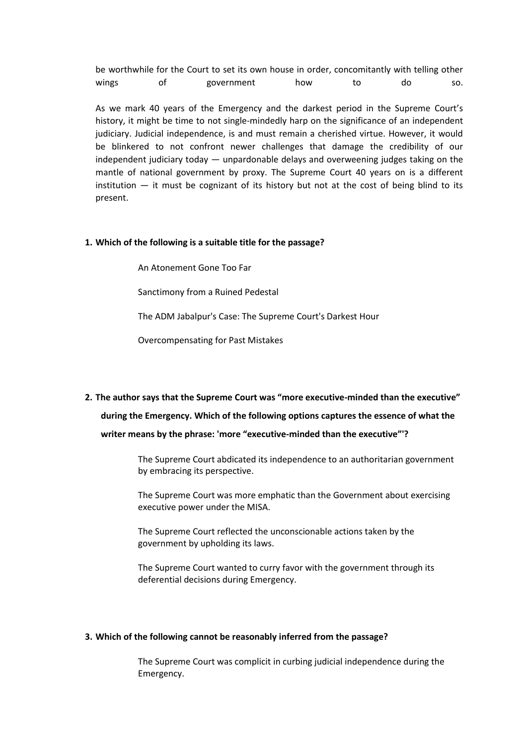be worthwhile for the Court to set its own house in order, concomitantly with telling other wings of government how to do so.

As we mark 40 years of the Emergency and the darkest period in the Supreme Court's history, it might be time to not single-mindedly harp on the significance of an independent judiciary. Judicial independence, is and must remain a cherished virtue. However, it would be blinkered to not confront newer challenges that damage the credibility of our independent judiciary today — unpardonable delays and overweening judges taking on the mantle of national government by proxy. The Supreme Court 40 years on is a different institution — it must be cognizant of its history but not at the cost of being blind to its present.

**1. Which of the following is a suitable title for the passage?**

An Atonement Gone Too Far

Sanctimony from a Ruined Pedestal

The ADM Jabalpur's Case: The Supreme Court's Darkest Hour

Overcompensating for Past Mistakes

**2. The author says that the Supreme Court was "more executive-minded than the executive" during the Emergency. Which of the following options captures the essence of what the writer means by the phrase: 'more "executive-minded than the executive"'?**

The Supreme Court abdicated its independence to an authoritarian government by embracing its perspective.

The Supreme Court was more emphatic than the Government about exercising executive power under the MISA.

The Supreme Court reflected the unconscionable actions taken by the government by upholding its laws.

The Supreme Court wanted to curry favor with the government through its deferential decisions during Emergency.

**3. Which of the following cannot be reasonably inferred from the passage?**

The Supreme Court was complicit in curbing judicial independence during the Emergency.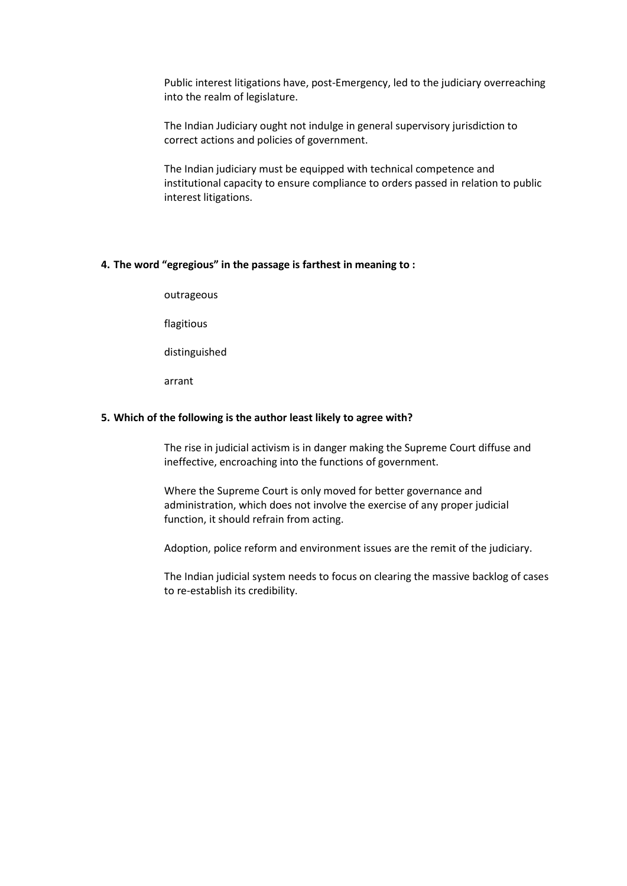Public interest litigations have, post-Emergency, led to the judiciary overreaching into the realm of legislature.

The Indian Judiciary ought not indulge in general supervisory jurisdiction to correct actions and policies of government.

The Indian judiciary must be equipped with technical competence and institutional capacity to ensure compliance to orders passed in relation to public interest litigations.

**4. The word “egregious” in the passage is farthest in meaning to :**

outrageous

flagitious

distinguished

arrant

**5. Which of the following is the author least likely to agree with?**

The rise in judicial activism is in danger making the Supreme Court diffuse and ineffective, encroaching into the functions of government.

Where the Supreme Court is only moved for better governance and administration, which does not involve the exercise of any proper judicial function, it should refrain from acting.

Adoption, police reform and environment issues are the remit of the judiciary.

The Indian judicial system needs to focus on clearing the massive backlog of cases to re-establish its credibility.